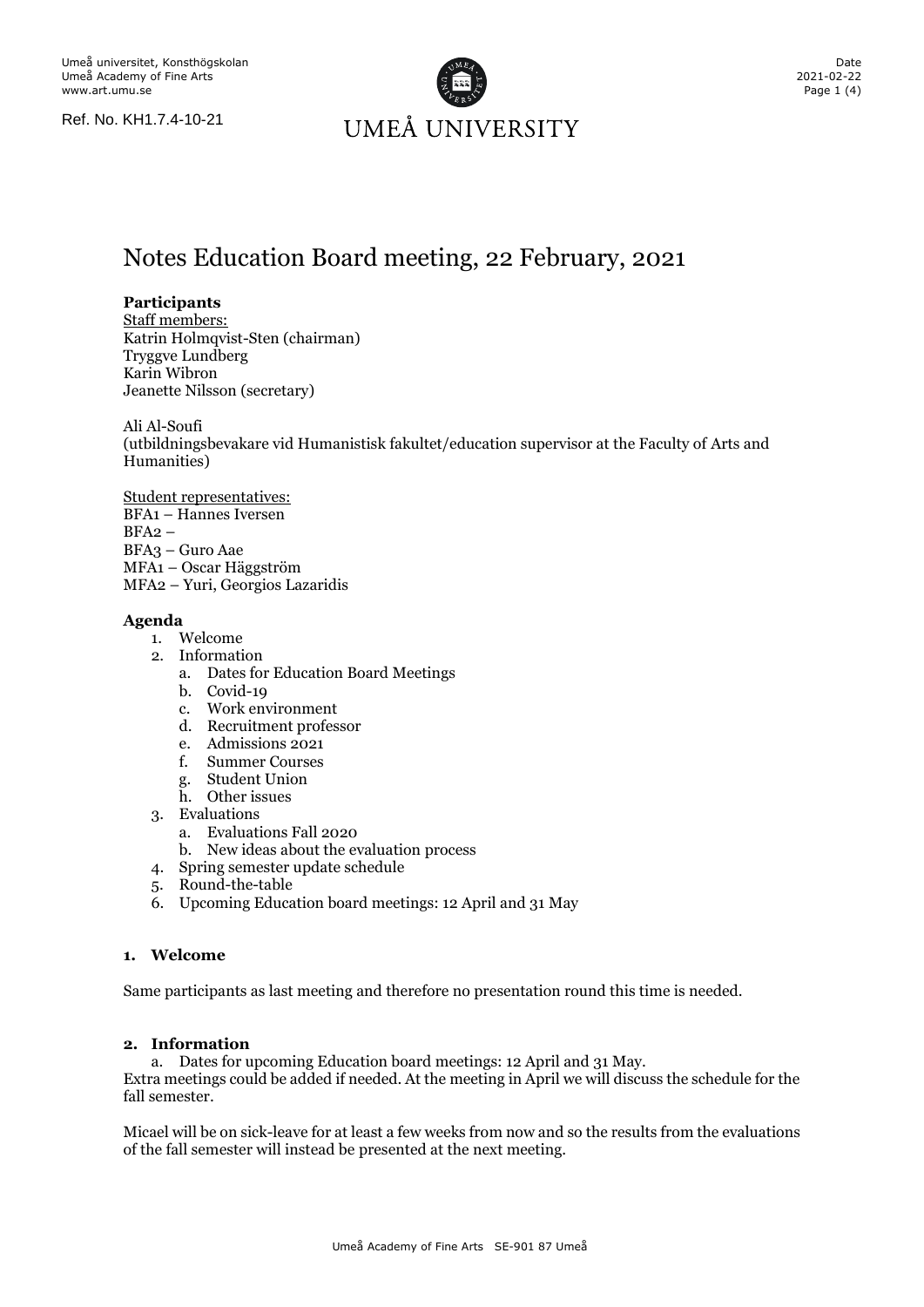Umeå universitet, Konsthögskolan
Umeå Academy of Fine Arts
www.art.umu.se

Ref. No. KH1.7.4-10-21

UMEÅ UNIVERSITY

Date
2021-02-22

# Notes Education Board meeting, 22 February, 2021

**Participants**

Staff members:
Katrin Holmqvist-Sten (chairman)
Tryggve Lundberg
Karin Wibron
Jeanette Nilsson (secretary)

Ali Al-Soufi
(utbildningsbevakare vid Humanistisk fakultet/education supervisor at the Faculty of Arts and Humanities)

Student representatives:
BFA1 – Hannes Iversen
BFA2 –
BFA3 – Guro Aae
MFA1 – Oscar Häggström
MFA2 – Yuri, Georgios Lazaridis

**Agenda**

1. Welcome
2. Information
   a. Dates for Education Board Meetings
   b. Covid-19
   c. Work environment
   d. Recruitment professor
   e. Admissions 2021
   f. Summer Courses
   g. Student Union
   h. Other issues
3. Evaluations
   a. Evaluations Fall 2020
   b. New ideas about the evaluation process
4. Spring semester update schedule
5. Round-the-table
6. Upcoming Education board meetings: 12 April and 31 May

## 1. Welcome

Same participants as last meeting and therefore no presentation round this time is needed.

## 2. Information

a. Dates for upcoming Education board meetings: 12 April and 31 May.

Extra meetings could be added if needed. At the meeting in April we will discuss the schedule for the fall semester.

Micael will be on sick-leave for at least a few weeks from now and so the results from the evaluations of the fall semester will instead be presented at the next meeting.

Umeå Academy of Fine Arts SE-901 87 Umeå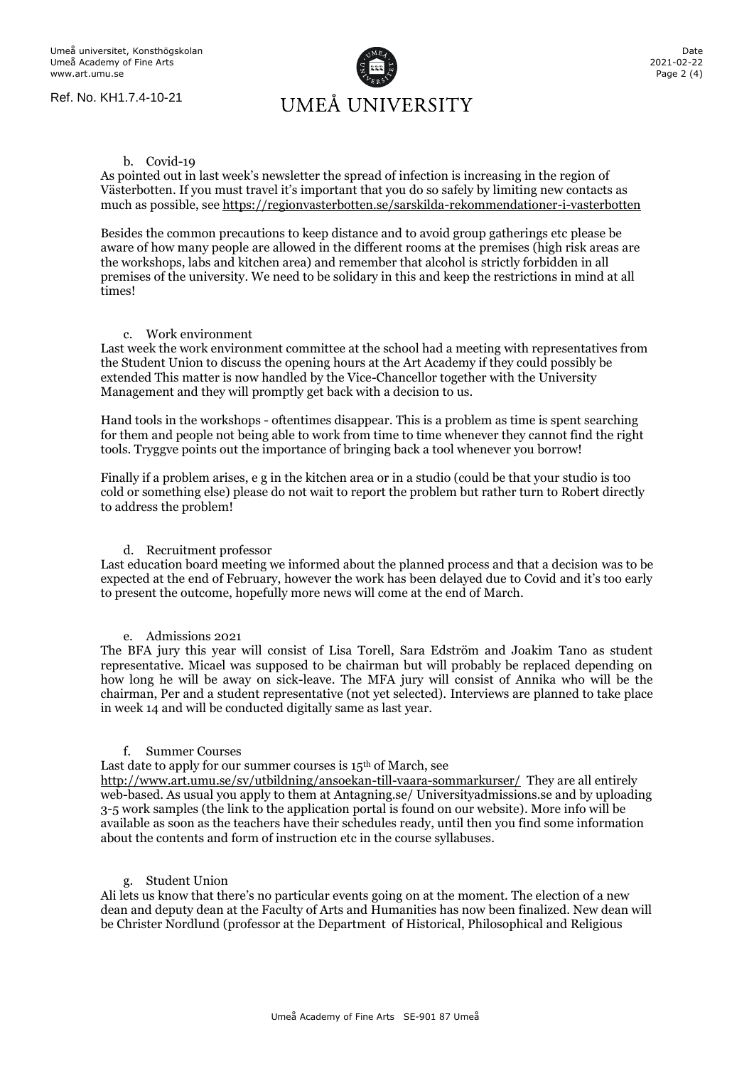b. Covid-19

As pointed out in last week's newsletter the spread of infection is increasing in the region of Västerbotten. If you must travel it's important that you do so safely by limiting new contacts as much as possible, see https://regionvasterbotten.se/sarskilda-rekommendationer-i-vasterbotten

Besides the common precautions to keep distance and to avoid group gatherings etc please be aware of how many people are allowed in the different rooms at the premises (high risk areas are the workshops, labs and kitchen area) and remember that alcohol is strictly forbidden in all premises of the university. We need to be solidary in this and keep the restrictions in mind at all times!

c. Work environment

Last week the work environment committee at the school had a meeting with representatives from the Student Union to discuss the opening hours at the Art Academy if they could possibly be extended This matter is now handled by the Vice-Chancellor together with the University Management and they will promptly get back with a decision to us.

Hand tools in the workshops - oftentimes disappear. This is a problem as time is spent searching for them and people not being able to work from time to time whenever they cannot find the right tools. Tryggve points out the importance of bringing back a tool whenever you borrow!

Finally if a problem arises, e g in the kitchen area or in a studio (could be that your studio is too cold or something else) please do not wait to report the problem but rather turn to Robert directly to address the problem!

d. Recruitment professor

Last education board meeting we informed about the planned process and that a decision was to be expected at the end of February, however the work has been delayed due to Covid and it's too early to present the outcome, hopefully more news will come at the end of March.

e. Admissions 2021

The BFA jury this year will consist of Lisa Torell, Sara Edström and Joakim Tano as student representative. Micael was supposed to be chairman but will probably be replaced depending on how long he will be away on sick-leave. The MFA jury will consist of Annika who will be the chairman, Per and a student representative (not yet selected). Interviews are planned to take place in week 14 and will be conducted digitally same as last year.

f. Summer Courses

Last date to apply for our summer courses is 15th of March, see http://www.art.umu.se/sv/utbildning/ansoekan-till-vaara-sommarkurser/ They are all entirely web-based. As usual you apply to them at Antagning.se/ Universityadmissions.se and by uploading 3-5 work samples (the link to the application portal is found on our website). More info will be available as soon as the teachers have their schedules ready, until then you find some information about the contents and form of instruction etc in the course syllabuses.

g. Student Union

Ali lets us know that there's no particular events going on at the moment. The election of a new dean and deputy dean at the Faculty of Arts and Humanities has now been finalized. New dean will be Christer Nordlund (professor at the Department of Historical, Philosophical and Religious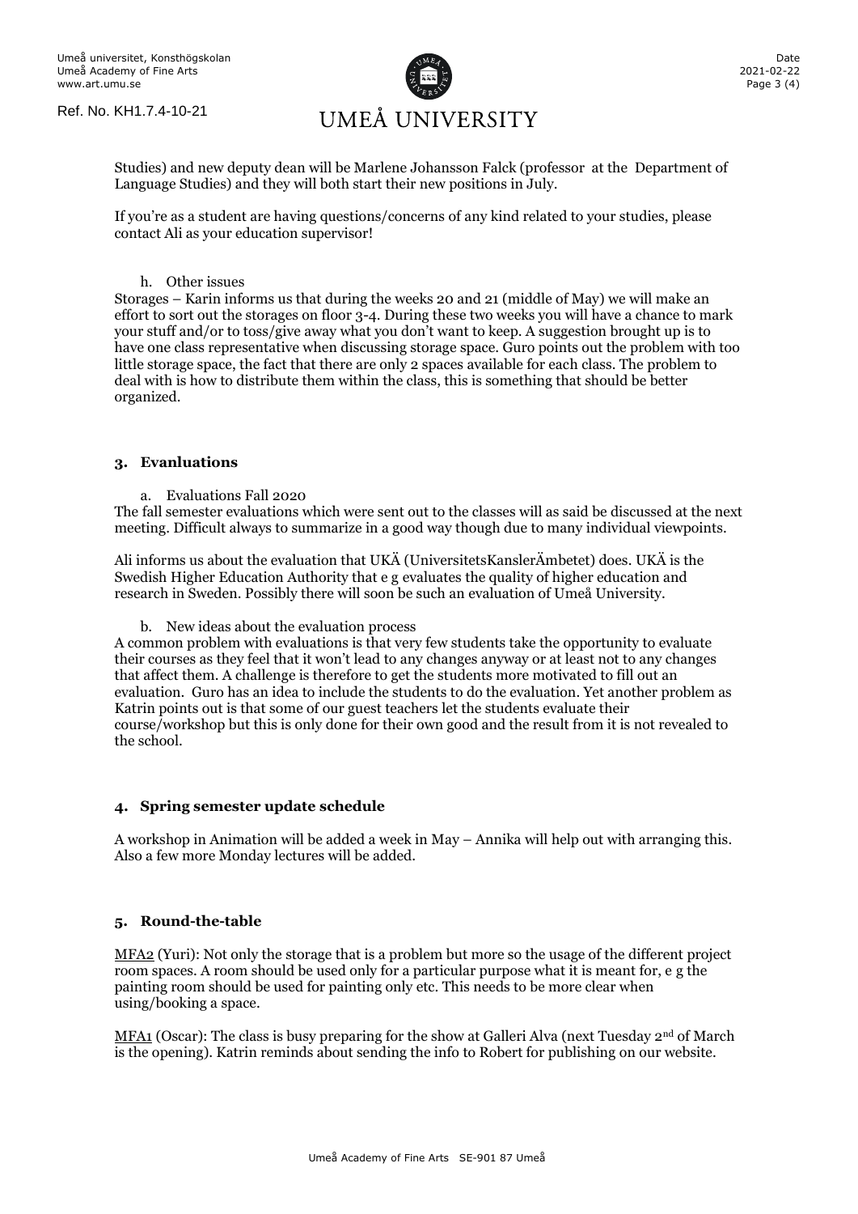Studies) and new deputy dean will be Marlene Johansson Falck (professor at the Department of Language Studies) and they will both start their new positions in July.

If you're as a student are having questions/concerns of any kind related to your studies, please contact Ali as your education supervisor!

h. Other issues

Storages – Karin informs us that during the weeks 20 and 21 (middle of May) we will make an effort to sort out the storages on floor 3-4. During these two weeks you will have a chance to mark your stuff and/or to toss/give away what you don't want to keep. A suggestion brought up is to have one class representative when discussing storage space. Guro points out the problem with too little storage space, the fact that there are only 2 spaces available for each class. The problem to deal with is how to distribute them within the class, this is something that should be better organized.

## 3. Evanluations

a. Evaluations Fall 2020

The fall semester evaluations which were sent out to the classes will as said be discussed at the next meeting. Difficult always to summarize in a good way though due to many individual viewpoints.

Ali informs us about the evaluation that UKÄ (UniversitetsKanslerÄmbetet) does. UKÄ is the Swedish Higher Education Authority that e g evaluates the quality of higher education and research in Sweden. Possibly there will soon be such an evaluation of Umeå University.

b. New ideas about the evaluation process

A common problem with evaluations is that very few students take the opportunity to evaluate their courses as they feel that it won't lead to any changes anyway or at least not to any changes that affect them. A challenge is therefore to get the students more motivated to fill out an evaluation. Guro has an idea to include the students to do the evaluation. Yet another problem as Katrin points out is that some of our guest teachers let the students evaluate their course/workshop but this is only done for their own good and the result from it is not revealed to the school.

## 4. Spring semester update schedule

A workshop in Animation will be added a week in May – Annika will help out with arranging this. Also a few more Monday lectures will be added.

## 5. Round-the-table

MFA2 (Yuri): Not only the storage that is a problem but more so the usage of the different project room spaces. A room should be used only for a particular purpose what it is meant for, e g the painting room should be used for painting only etc. This needs to be more clear when using/booking a space.

MFA1 (Oscar): The class is busy preparing for the show at Galleri Alva (next Tuesday 2nd of March is the opening). Katrin reminds about sending the info to Robert for publishing on our website.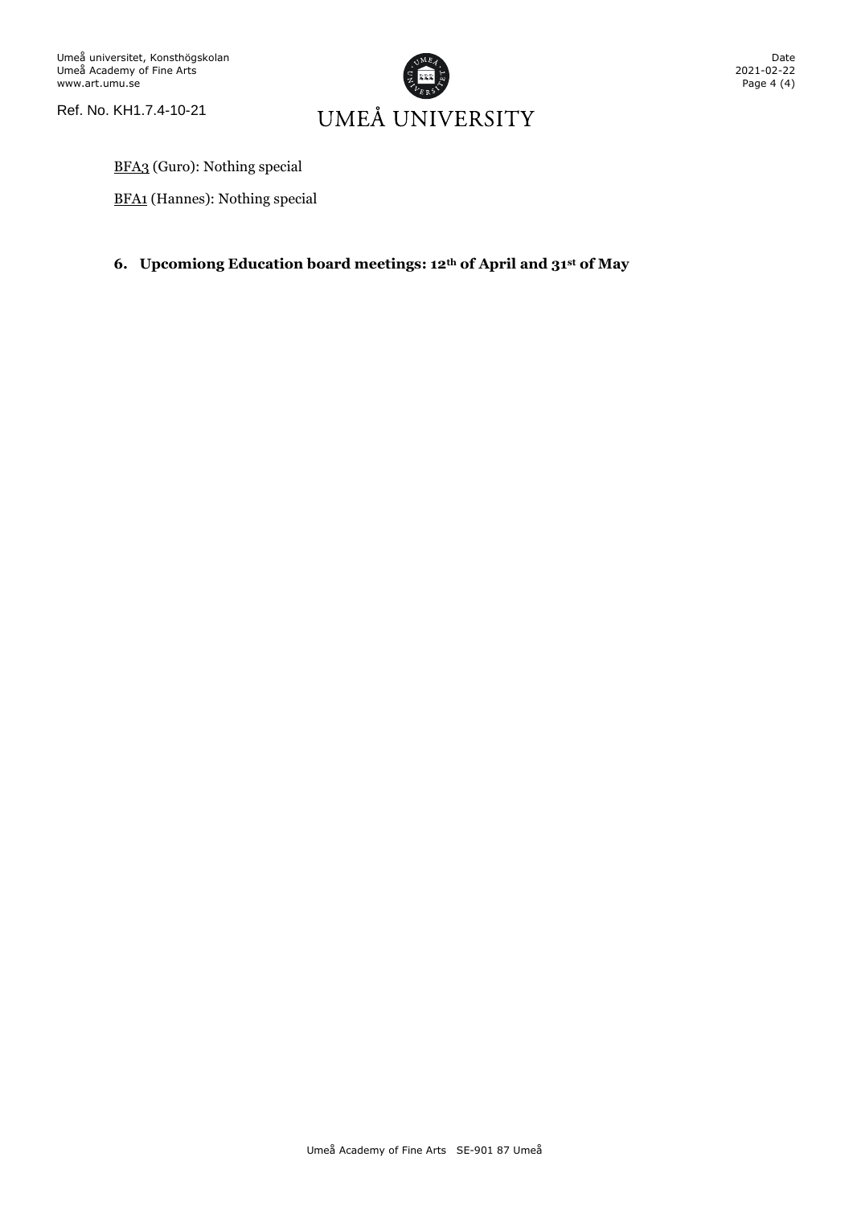BFA3 (Guro): Nothing special

BFA1 (Hannes): Nothing special

**6. Upcomiong Education board meetings: 12th of April and 31st of May**